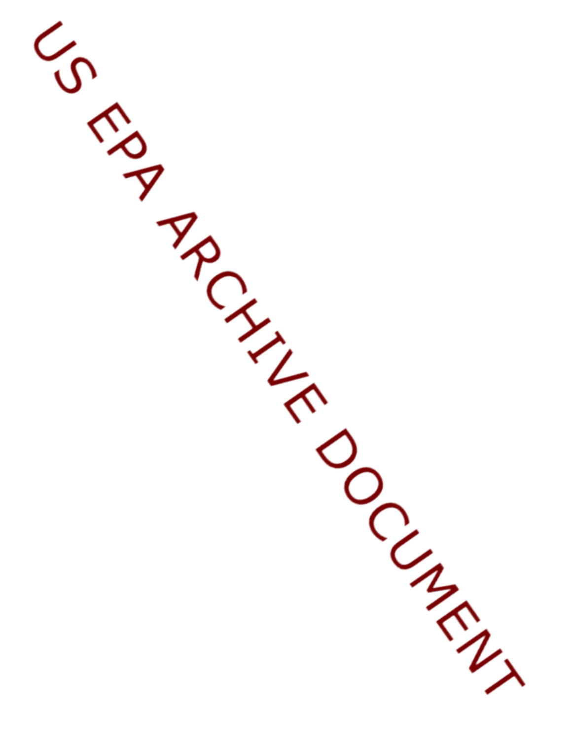US EPA ARCHIVE DOCUMENT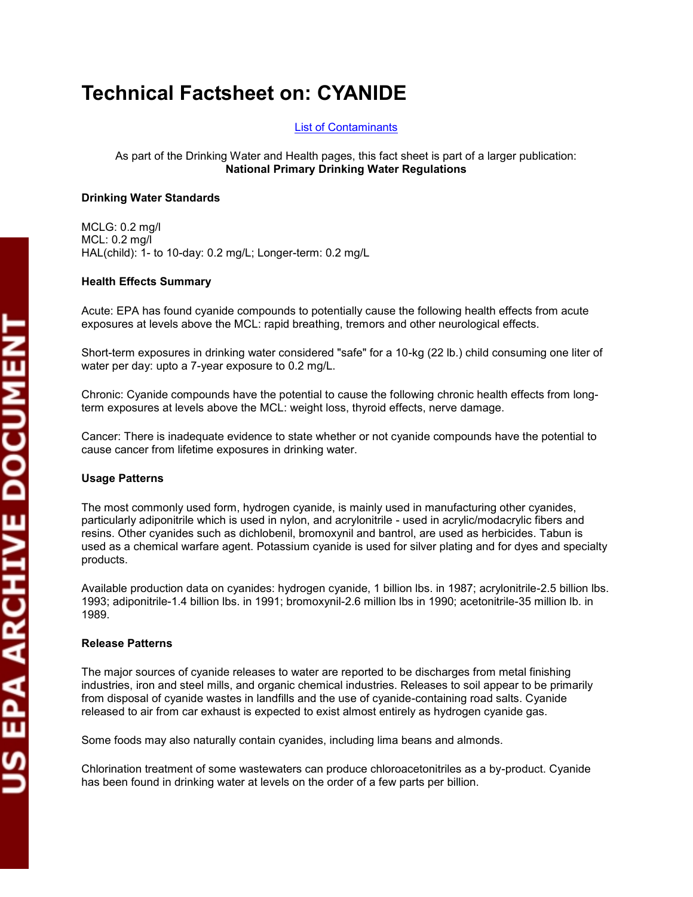# Technical Factsheet on: CYANIDE

[List of Contaminants]

As part of the Drinking Water and Health pages, this fact sheet is part of a larger publication:
**National Primary Drinking Water Regulations**

**Drinking Water Standards**

MCLG: 0.2 mg/l
MCL: 0.2 mg/l
HAL(child): 1- to 10-day: 0.2 mg/L; Longer-term: 0.2 mg/L

**Health Effects Summary**

Acute: EPA has found cyanide compounds to potentially cause the following health effects from acute exposures at levels above the MCL: rapid breathing, tremors and other neurological effects.

Short-term exposures in drinking water considered "safe" for a 10-kg (22 lb.) child consuming one liter of water per day: upto a 7-year exposure to 0.2 mg/L.

Chronic: Cyanide compounds have the potential to cause the following chronic health effects from long-term exposures at levels above the MCL: weight loss, thyroid effects, nerve damage.

Cancer: There is inadequate evidence to state whether or not cyanide compounds have the potential to cause cancer from lifetime exposures in drinking water.

**Usage Patterns**

The most commonly used form, hydrogen cyanide, is mainly used in manufacturing other cyanides, particularly adiponitrile which is used in nylon, and acrylonitrile - used in acrylic/modacrylic fibers and resins. Other cyanides such as dichlobenil, bromoxynil and bantrol, are used as herbicides. Tabun is used as a chemical warfare agent. Potassium cyanide is used for silver plating and for dyes and specialty products.

Available production data on cyanides: hydrogen cyanide, 1 billion lbs. in 1987; acrylonitrile-2.5 billion lbs. 1993; adiponitrile-1.4 billion lbs. in 1991; bromoxynil-2.6 million lbs in 1990; acetonitrile-35 million lb. in 1989.

**Release Patterns**

The major sources of cyanide releases to water are reported to be discharges from metal finishing industries, iron and steel mills, and organic chemical industries. Releases to soil appear to be primarily from disposal of cyanide wastes in landfills and the use of cyanide-containing road salts. Cyanide released to air from car exhaust is expected to exist almost entirely as hydrogen cyanide gas.

Some foods may also naturally contain cyanides, including lima beans and almonds.

Chlorination treatment of some wastewaters can produce chloroacetonitriles as a by-product. Cyanide has been found in drinking water at levels on the order of a few parts per billion.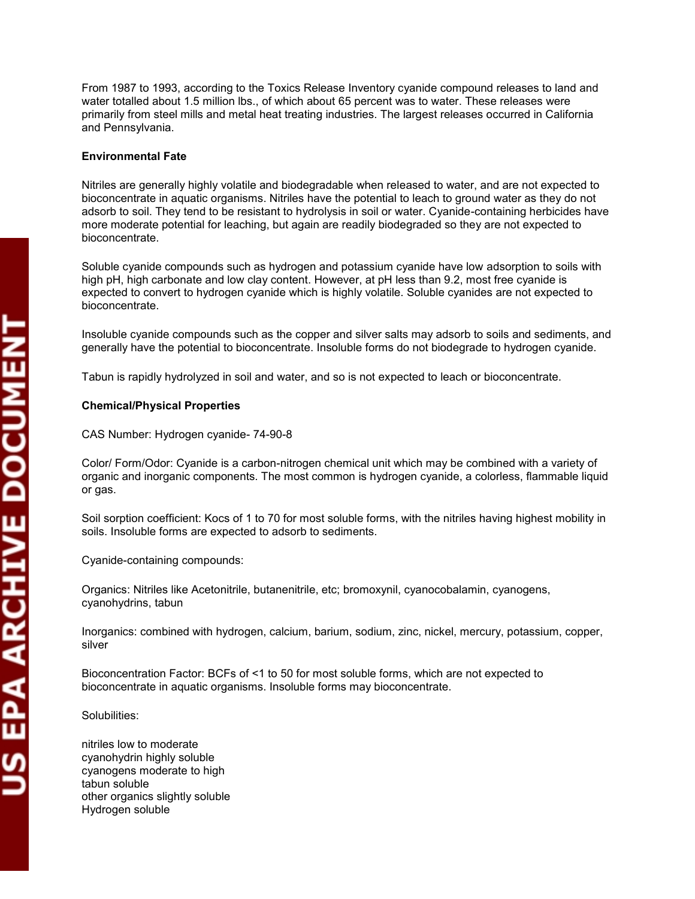From 1987 to 1993, according to the Toxics Release Inventory cyanide compound releases to land and water totalled about 1.5 million lbs., of which about 65 percent was to water. These releases were primarily from steel mills and metal heat treating industries. The largest releases occurred in California and Pennsylvania.

**Environmental Fate**

Nitriles are generally highly volatile and biodegradable when released to water, and are not expected to bioconcentrate in aquatic organisms. Nitriles have the potential to leach to ground water as they do not adsorb to soil. They tend to be resistant to hydrolysis in soil or water. Cyanide-containing herbicides have more moderate potential for leaching, but again are readily biodegraded so they are not expected to bioconcentrate.

Soluble cyanide compounds such as hydrogen and potassium cyanide have low adsorption to soils with high pH, high carbonate and low clay content. However, at pH less than 9.2, most free cyanide is expected to convert to hydrogen cyanide which is highly volatile. Soluble cyanides are not expected to bioconcentrate.

Insoluble cyanide compounds such as the copper and silver salts may adsorb to soils and sediments, and generally have the potential to bioconcentrate. Insoluble forms do not biodegrade to hydrogen cyanide.

Tabun is rapidly hydrolyzed in soil and water, and so is not expected to leach or bioconcentrate.

**Chemical/Physical Properties**

CAS Number: Hydrogen cyanide- 74-90-8

Color/ Form/Odor: Cyanide is a carbon-nitrogen chemical unit which may be combined with a variety of organic and inorganic components. The most common is hydrogen cyanide, a colorless, flammable liquid or gas.

Soil sorption coefficient: Kocs of 1 to 70 for most soluble forms, with the nitriles having highest mobility in soils. Insoluble forms are expected to adsorb to sediments.

Cyanide-containing compounds:

Organics: Nitriles like Acetonitrile, butanenitrile, etc; bromoxynil, cyanocobalamin, cyanogens, cyanohydrins, tabun

Inorganics: combined with hydrogen, calcium, barium, sodium, zinc, nickel, mercury, potassium, copper, silver

Bioconcentration Factor: BCFs of <1 to 50 for most soluble forms, which are not expected to bioconcentrate in aquatic organisms. Insoluble forms may bioconcentrate.

Solubilities:

nitriles low to moderate  
cyanohydrin highly soluble  
cyanogens moderate to high  
tabun soluble  
other organics slightly soluble  
Hydrogen soluble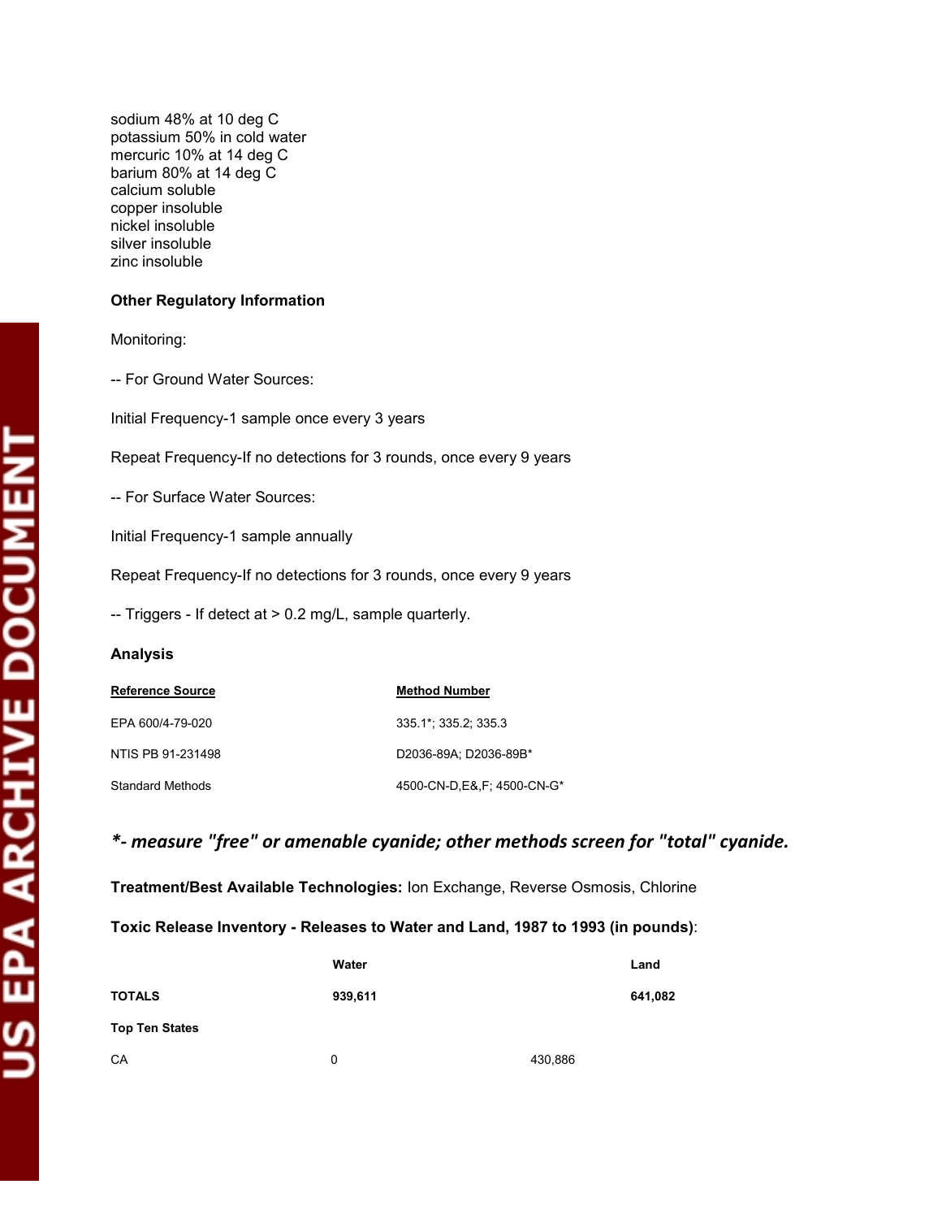sodium 48% at 10 deg C
potassium 50% in cold water
mercuric 10% at 14 deg C
barium 80% at 14 deg C
calcium soluble
copper insoluble
nickel insoluble
silver insoluble
zinc insoluble

### Other Regulatory Information

Monitoring:

-- For Ground Water Sources:

Initial Frequency-1 sample once every 3 years

Repeat Frequency-If no detections for 3 rounds, once every 9 years

-- For Surface Water Sources:

Initial Frequency-1 sample annually

Repeat Frequency-If no detections for 3 rounds, once every 9 years

-- Triggers - If detect at > 0.2 mg/L, sample quarterly.

### Analysis

| Reference Source | Method Number |
| --- | --- |
| EPA 600/4-79-020 | 335.1*; 335.2; 335.3 |
| NTIS PB 91-231498 | D2036-89A; D2036-89B* |
| Standard Methods | 4500-CN-D,E&,F; 4500-CN-G* |

***- measure "free" or amenable cyanide; other methods screen for "total" cyanide.***

**Treatment/Best Available Technologies:** Ion Exchange, Reverse Osmosis, Chlorine

**Toxic Release Inventory - Releases to Water and Land, 1987 to 1993 (in pounds)**:

| | Water | Land |
| --- | --- | --- |
| **TOTALS** | **939,611** | **641,082** |
| **Top Ten States** | | |
| CA | 0 | 430,886 |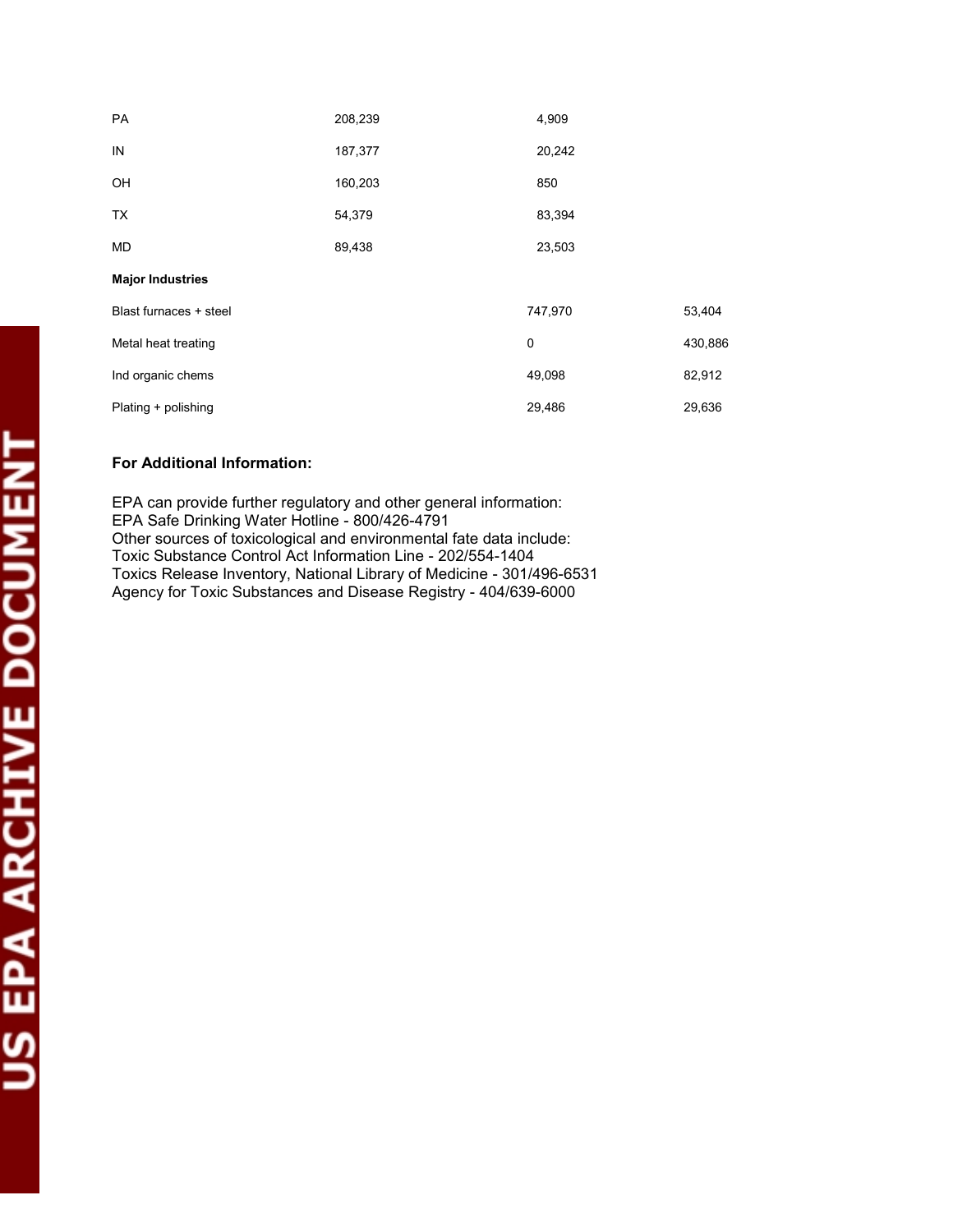| | | | |
|---|---|---|---|
| PA | 208,239 | 4,909 | |
| IN | 187,377 | 20,242 | |
| OH | 160,203 | 850 | |
| TX | 54,379 | 83,394 | |
| MD | 89,438 | 23,503 | |
| **Major Industries** | | | |
| Blast furnaces + steel | | 747,970 | 53,404 |
| Metal heat treating | | 0 | 430,886 |
| Ind organic chems | | 49,098 | 82,912 |
| Plating + polishing | | 29,486 | 29,636 |

**For Additional Information:**

EPA can provide further regulatory and other general information:
EPA Safe Drinking Water Hotline - 800/426-4791
Other sources of toxicological and environmental fate data include:
Toxic Substance Control Act Information Line - 202/554-1404
Toxics Release Inventory, National Library of Medicine - 301/496-6531
Agency for Toxic Substances and Disease Registry - 404/639-6000